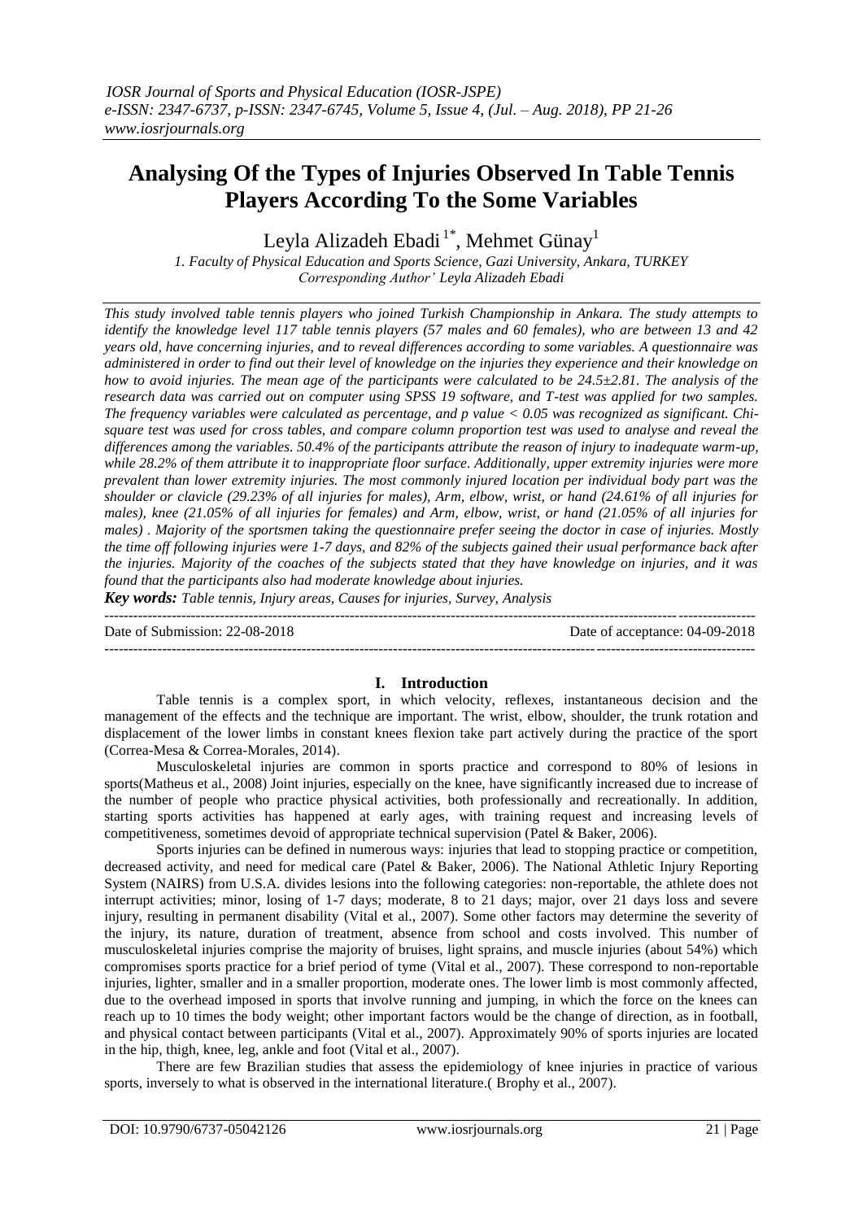# Analysing Of the Types of Injuries Observed In Table Tennis Players According To the Some Variables

Leyla Alizadeh Ebadi [1*], Mehmet Günay[1]

*1. Faculty of Physical Education and Sports Science, Gazi University, Ankara, TURKEY*
*Corresponding Author' Leyla Alizadeh Ebadi*

*This study involved table tennis players who joined Turkish Championship in Ankara. The study attempts to identify the knowledge level 117 table tennis players (57 males and 60 females), who are between 13 and 42 years old, have concerning injuries, and to reveal differences according to some variables. A questionnaire was administered in order to find out their level of knowledge on the injuries they experience and their knowledge on how to avoid injuries. The mean age of the participants were calculated to be 24.5±2.81. The analysis of the research data was carried out on computer using SPSS 19 software, and T-test was applied for two samples. The frequency variables were calculated as percentage, and p value < 0.05 was recognized as significant. Chi-square test was used for cross tables, and compare column proportion test was used to analyse and reveal the differences among the variables. 50.4% of the participants attribute the reason of injury to inadequate warm-up, while 28.2% of them attribute it to inappropriate floor surface. Additionally, upper extremity injuries were more prevalent than lower extremity injuries. The most commonly injured location per individual body part was the shoulder or clavicle (29.23% of all injuries for males), Arm, elbow, wrist, or hand (24.61% of all injuries for males), knee (21.05% of all injuries for females) and Arm, elbow, wrist, or hand (21.05% of all injuries for males) . Majority of the sportsmen taking the questionnaire prefer seeing the doctor in case of injuries. Mostly the time off following injuries were 1-7 days, and 82% of the subjects gained their usual performance back after the injuries. Majority of the coaches of the subjects stated that they have knowledge on injuries, and it was found that the participants also had moderate knowledge about injuries.*

***Key words:*** *Table tennis, Injury areas, Causes for injuries, Survey, Analysis*

Date of Submission: 22-08-2018 | Date of acceptance: 04-09-2018

## I. Introduction

Table tennis is a complex sport, in which velocity, reflexes, instantaneous decision and the management of the effects and the technique are important. The wrist, elbow, shoulder, the trunk rotation and displacement of the lower limbs in constant knees flexion take part actively during the practice of the sport (Correa-Mesa & Correa-Morales, 2014).

Musculoskeletal injuries are common in sports practice and correspond to 80% of lesions in sports(Matheus et al., 2008) Joint injuries, especially on the knee, have significantly increased due to increase of the number of people who practice physical activities, both professionally and recreationally. In addition, starting sports activities has happened at early ages, with training request and increasing levels of competitiveness, sometimes devoid of appropriate technical supervision (Patel & Baker, 2006).

Sports injuries can be defined in numerous ways: injuries that lead to stopping practice or competition, decreased activity, and need for medical care (Patel & Baker, 2006). The National Athletic Injury Reporting System (NAIRS) from U.S.A. divides lesions into the following categories: non-reportable, the athlete does not interrupt activities; minor, losing of 1-7 days; moderate, 8 to 21 days; major, over 21 days loss and severe injury, resulting in permanent disability (Vital et al., 2007). Some other factors may determine the severity of the injury, its nature, duration of treatment, absence from school and costs involved. This number of musculoskeletal injuries comprise the majority of bruises, light sprains, and muscle injuries (about 54%) which compromises sports practice for a brief period of tyme (Vital et al., 2007). These correspond to non-reportable injuries, lighter, smaller and in a smaller proportion, moderate ones. The lower limb is most commonly affected, due to the overhead imposed in sports that involve running and jumping, in which the force on the knees can reach up to 10 times the body weight; other important factors would be the change of direction, as in football, and physical contact between participants (Vital et al., 2007). Approximately 90% of sports injuries are located in the hip, thigh, knee, leg, ankle and foot (Vital et al., 2007).

There are few Brazilian studies that assess the epidemiology of knee injuries in practice of various sports, inversely to what is observed in the international literature.( Brophy et al., 2007).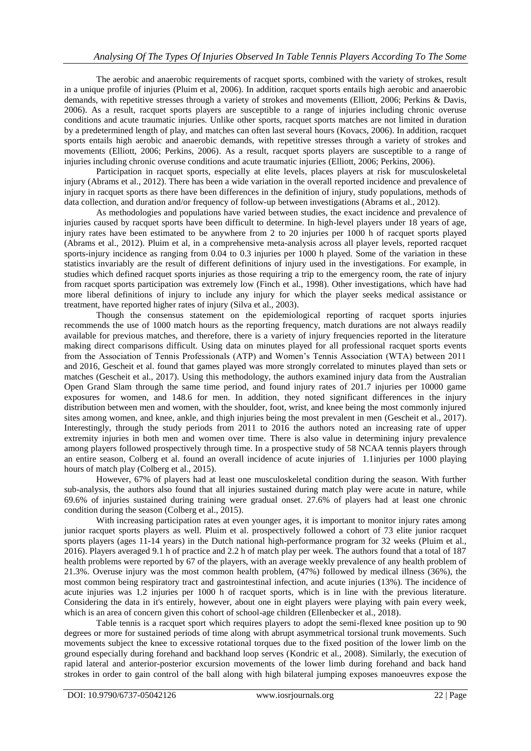The aerobic and anaerobic requirements of racquet sports, combined with the variety of strokes, result in a unique profile of injuries (Pluim et al, 2006). In addition, racquet sports entails high aerobic and anaerobic demands, with repetitive stresses through a variety of strokes and movements (Elliott, 2006; Perkins & Davis, 2006). As a result, racquet sports players are susceptible to a range of injuries including chronic overuse conditions and acute traumatic injuries. Unlike other sports, racquet sports matches are not limited in duration by a predetermined length of play, and matches can often last several hours (Kovacs, 2006). In addition, racquet sports entails high aerobic and anaerobic demands, with repetitive stresses through a variety of strokes and movements (Elliott, 2006; Perkins, 2006). As a result, racquet sports players are susceptible to a range of injuries including chronic overuse conditions and acute traumatic injuries (Elliott, 2006; Perkins, 2006).

Participation in racquet sports, especially at elite levels, places players at risk for musculoskeletal injury (Abrams et al., 2012). There has been a wide variation in the overall reported incidence and prevalence of injury in racquet sports as there have been differences in the definition of injury, study populations, methods of data collection, and duration and/or frequency of follow-up between investigations (Abrams et al., 2012).

As methodologies and populations have varied between studies, the exact incidence and prevalence of injuries caused by racquet sports have been difficult to determine. In high-level players under 18 years of age, injury rates have been estimated to be anywhere from 2 to 20 injuries per 1000 h of racquet sports played (Abrams et al., 2012). Pluim et al, in a comprehensive meta-analysis across all player levels, reported racquet sports-injury incidence as ranging from 0.04 to 0.3 injuries per 1000 h played. Some of the variation in these statistics invariably are the result of different definitions of injury used in the investigations. For example, in studies which defined racquet sports injuries as those requiring a trip to the emergency room, the rate of injury from racquet sports participation was extremely low (Finch et al., 1998). Other investigations, which have had more liberal definitions of injury to include any injury for which the player seeks medical assistance or treatment, have reported higher rates of injury (Silva et al., 2003).

Though the consensus statement on the epidemiological reporting of racquet sports injuries recommends the use of 1000 match hours as the reporting frequency, match durations are not always readily available for previous matches, and therefore, there is a variety of injury frequencies reported in the literature making direct comparisons difficult. Using data on minutes played for all professional racquet sports events from the Association of Tennis Professionals (ATP) and Women's Tennis Association (WTA) between 2011 and 2016, Gescheit et al. found that games played was more strongly correlated to minutes played than sets or matches (Gescheit et al., 2017). Using this methodology, the authors examined injury data from the Australian Open Grand Slam through the same time period, and found injury rates of 201.7 injuries per 10000 game exposures for women, and 148.6 for men. In addition, they noted significant differences in the injury distribution between men and women, with the shoulder, foot, wrist, and knee being the most commonly injured sites among women, and knee, ankle, and thigh injuries being the most prevalent in men (Gescheit et al., 2017). Interestingly, through the study periods from 2011 to 2016 the authors noted an increasing rate of upper extremity injuries in both men and women over time. There is also value in determining injury prevalence among players followed prospectively through time. In a prospective study of 58 NCAA tennis players through an entire season, Colberg et al. found an overall incidence of acute injuries of 1.1injuries per 1000 playing hours of match play (Colberg et al., 2015).

However, 67% of players had at least one musculoskeletal condition during the season. With further sub-analysis, the authors also found that all injuries sustained during match play were acute in nature, while 69.6% of injuries sustained during training were gradual onset. 27.6% of players had at least one chronic condition during the season (Colberg et al., 2015).

With increasing participation rates at even younger ages, it is important to monitor injury rates among junior racquet sports players as well. Pluim et al. prospectively followed a cohort of 73 elite junior racquet sports players (ages 11-14 years) in the Dutch national high-performance program for 32 weeks (Pluim et al., 2016). Players averaged 9.1 h of practice and 2.2 h of match play per week. The authors found that a total of 187 health problems were reported by 67 of the players, with an average weekly prevalence of any health problem of 21.3%. Overuse injury was the most common health problem, (47%) followed by medical illness (36%), the most common being respiratory tract and gastrointestinal infection, and acute injuries (13%). The incidence of acute injuries was 1.2 injuries per 1000 h of racquet sports, which is in line with the previous literature. Considering the data in it's entirely, however, about one in eight players were playing with pain every week, which is an area of concern given this cohort of school-age children (Ellenbecker et al., 2018).

Table tennis is a racquet sport which requires players to adopt the semi-flexed knee position up to 90 degrees or more for sustained periods of time along with abrupt asymmetrical torsional trunk movements. Such movements subject the knee to excessive rotational torques due to the fixed position of the lower limb on the ground especially during forehand and backhand loop serves (Kondric et al., 2008). Similarly, the execution of rapid lateral and anterior-posterior excursion movements of the lower limb during forehand and back hand strokes in order to gain control of the ball along with high bilateral jumping exposes manoeuvres expose the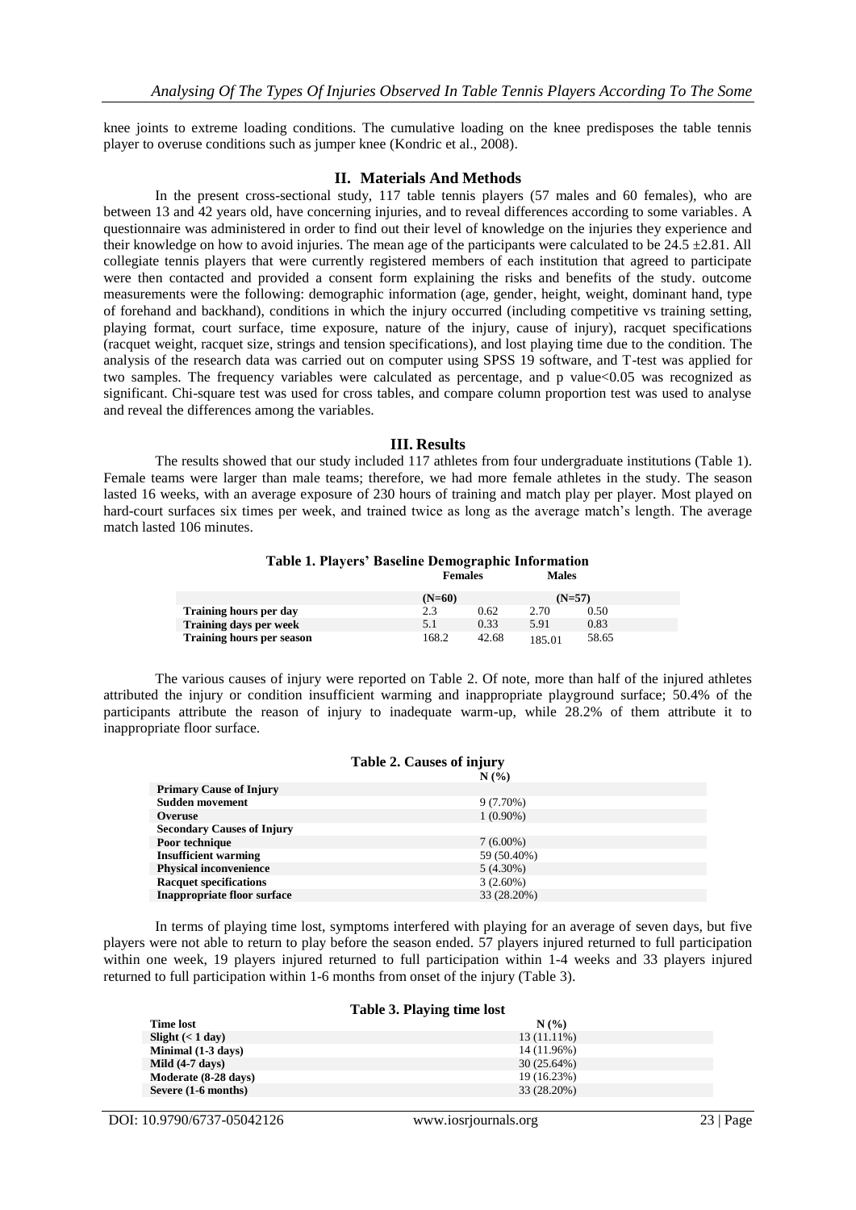knee joints to extreme loading conditions. The cumulative loading on the knee predisposes the table tennis player to overuse conditions such as jumper knee (Kondric et al., 2008).

## II. Materials And Methods

In the present cross-sectional study, 117 table tennis players (57 males and 60 females), who are between 13 and 42 years old, have concerning injuries, and to reveal differences according to some variables. A questionnaire was administered in order to find out their level of knowledge on the injuries they experience and their knowledge on how to avoid injuries. The mean age of the participants were calculated to be 24.5 ±2.81. All collegiate tennis players that were currently registered members of each institution that agreed to participate were then contacted and provided a consent form explaining the risks and benefits of the study. outcome measurements were the following: demographic information (age, gender, height, weight, dominant hand, type of forehand and backhand), conditions in which the injury occurred (including competitive vs training setting, playing format, court surface, time exposure, nature of the injury, cause of injury), racquet specifications (racquet weight, racquet size, strings and tension specifications), and lost playing time due to the condition. The analysis of the research data was carried out on computer using SPSS 19 software, and T-test was applied for two samples. The frequency variables were calculated as percentage, and p value<0.05 was recognized as significant. Chi-square test was used for cross tables, and compare column proportion test was used to analyse and reveal the differences among the variables.

## III. Results

The results showed that our study included 117 athletes from four undergraduate institutions (Table 1). Female teams were larger than male teams; therefore, we had more female athletes in the study. The season lasted 16 weeks, with an average exposure of 230 hours of training and match play per player. Most played on hard-court surfaces six times per week, and trained twice as long as the average match's length. The average match lasted 106 minutes.

**Table 1. Players' Baseline Demographic Information**

| | Females | | Males | |
|---|---|---|---|---|
| | (N=60) | | (N=57) | |
| **Training hours per day** | 2.3 | 0.62 | 2.70 | 0.50 |
| **Training days per week** | 5.1 | 0.33 | 5.91 | 0.83 |
| **Training hours per season** | 168.2 | 42.68 | 185.01 | 58.65 |

The various causes of injury were reported on Table 2. Of note, more than half of the injured athletes attributed the injury or condition insufficient warming and inappropriate playground surface; 50.4% of the participants attribute the reason of injury to inadequate warm-up, while 28.2% of them attribute it to inappropriate floor surface.

**Table 2. Causes of injury**

| | N (%) |
|---|---|
| **Primary Cause of Injury** | |
| **Sudden movement** | 9 (7.70%) |
| **Overuse** | 1 (0.90%) |
| **Secondary Causes of Injury** | |
| **Poor technique** | 7 (6.00%) |
| **Insufficient warming** | 59 (50.40%) |
| **Physical inconvenience** | 5 (4.30%) |
| **Racquet specifications** | 3 (2.60%) |
| **Inappropriate floor surface** | 33 (28.20%) |

In terms of playing time lost, symptoms interfered with playing for an average of seven days, but five players were not able to return to play before the season ended. 57 players injured returned to full participation within one week, 19 players injured returned to full participation within 1-4 weeks and 33 players injured returned to full participation within 1-6 months from onset of the injury (Table 3).

**Table 3. Playing time lost**

| Time lost | N (%) |
|---|---|
| **Slight (< 1 day)** | 13 (11.11%) |
| **Minimal (1-3 days)** | 14 (11.96%) |
| **Mild (4-7 days)** | 30 (25.64%) |
| **Moderate (8-28 days)** | 19 (16.23%) |
| **Severe (1-6 months)** | 33 (28.20%) |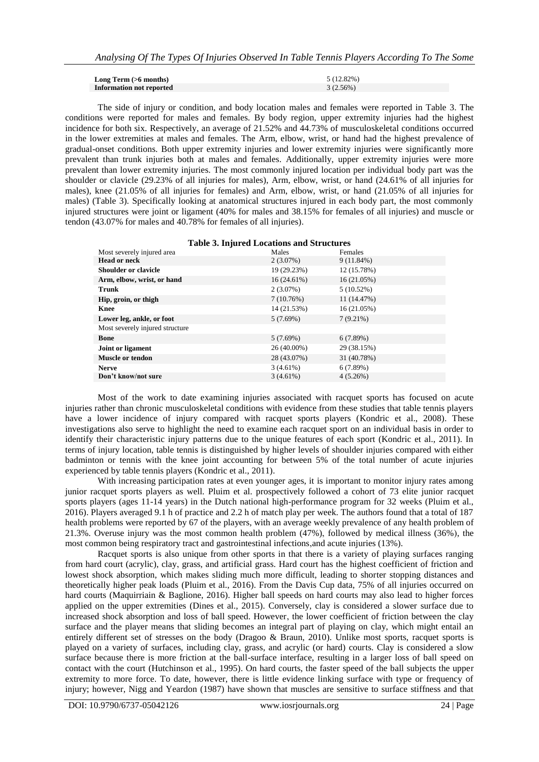| | |
|---|---|
| **Long Term (>6 months)** | 5 (12.82%) |
| **Information not reported** | 3 (2.56%) |

The side of injury or condition, and body location males and females were reported in Table 3. The conditions were reported for males and females. By body region, upper extremity injuries had the highest incidence for both six. Respectively, an average of 21.52% and 44.73% of musculoskeletal conditions occurred in the lower extremities at males and females. The Arm, elbow, wrist, or hand had the highest prevalence of gradual-onset conditions. Both upper extremity injuries and lower extremity injuries were significantly more prevalent than trunk injuries both at males and females. Additionally, upper extremity injuries were more prevalent than lower extremity injuries. The most commonly injured location per individual body part was the shoulder or clavicle (29.23% of all injuries for males), Arm, elbow, wrist, or hand (24.61% of all injuries for males), knee (21.05% of all injuries for females) and Arm, elbow, wrist, or hand (21.05% of all injuries for males) (Table 3). Specifically looking at anatomical structures injured in each body part, the most commonly injured structures were joint or ligament (40% for males and 38.15% for females of all injuries) and muscle or tendon (43.07% for males and 40.78% for females of all injuries).

**Table 3. Injured Locations and Structures**

| Most severely injured area | Males | Females |
|---|---|---|
| **Head or neck** | 2 (3.07%) | 9 (11.84%) |
| **Shoulder or clavicle** | 19 (29.23%) | 12 (15.78%) |
| **Arm, elbow, wrist, or hand** | 16 (24.61%) | 16 (21.05%) |
| **Trunk** | 2 (3.07%) | 5 (10.52%) |
| **Hip, groin, or thigh** | 7 (10.76%) | 11 (14.47%) |
| **Knee** | 14 (21.53%) | 16 (21.05%) |
| **Lower leg, ankle, or foot** | 5 (7.69%) | 7 (9.21%) |
| Most severely injured structure | | |
| **Bone** | 5 (7.69%) | 6 (7.89%) |
| **Joint or ligament** | 26 (40.00%) | 29 (38.15%) |
| **Muscle or tendon** | 28 (43.07%) | 31 (40.78%) |
| **Nerve** | 3 (4.61%) | 6 (7.89%) |
| **Don't know/not sure** | 3 (4.61%) | 4 (5.26%) |

Most of the work to date examining injuries associated with racquet sports has focused on acute injuries rather than chronic musculoskeletal conditions with evidence from these studies that table tennis players have a lower incidence of injury compared with racquet sports players (Kondric et al., 2008). These investigations also serve to highlight the need to examine each racquet sport on an individual basis in order to identify their characteristic injury patterns due to the unique features of each sport (Kondric et al., 2011). In terms of injury location, table tennis is distinguished by higher levels of shoulder injuries compared with either badminton or tennis with the knee joint accounting for between 5% of the total number of acute injuries experienced by table tennis players (Kondric et al., 2011).

With increasing participation rates at even younger ages, it is important to monitor injury rates among junior racquet sports players as well. Pluim et al. prospectively followed a cohort of 73 elite junior racquet sports players (ages 11-14 years) in the Dutch national high-performance program for 32 weeks (Pluim et al., 2016). Players averaged 9.1 h of practice and 2.2 h of match play per week. The authors found that a total of 187 health problems were reported by 67 of the players, with an average weekly prevalence of any health problem of 21.3%. Overuse injury was the most common health problem (47%), followed by medical illness (36%), the most common being respiratory tract and gastrointestinal infections,and acute injuries (13%).

Racquet sports is also unique from other sports in that there is a variety of playing surfaces ranging from hard court (acrylic), clay, grass, and artificial grass. Hard court has the highest coefficient of friction and lowest shock absorption, which makes sliding much more difficult, leading to shorter stopping distances and theoretically higher peak loads (Pluim et al., 2016). From the Davis Cup data, 75% of all injuries occurred on hard courts (Maquirriain & Baglione, 2016). Higher ball speeds on hard courts may also lead to higher forces applied on the upper extremities (Dines et al., 2015). Conversely, clay is considered a slower surface due to increased shock absorption and loss of ball speed. However, the lower coefficient of friction between the clay surface and the player means that sliding becomes an integral part of playing on clay, which might entail an entirely different set of stresses on the body (Dragoo & Braun, 2010). Unlike most sports, racquet sports is played on a variety of surfaces, including clay, grass, and acrylic (or hard) courts. Clay is considered a slow surface because there is more friction at the ball-surface interface, resulting in a larger loss of ball speed on contact with the court (Hutchinson et al., 1995). On hard courts, the faster speed of the ball subjects the upper extremity to more force. To date, however, there is little evidence linking surface with type or frequency of injury; however, Nigg and Yeardon (1987) have shown that muscles are sensitive to surface stiffness and that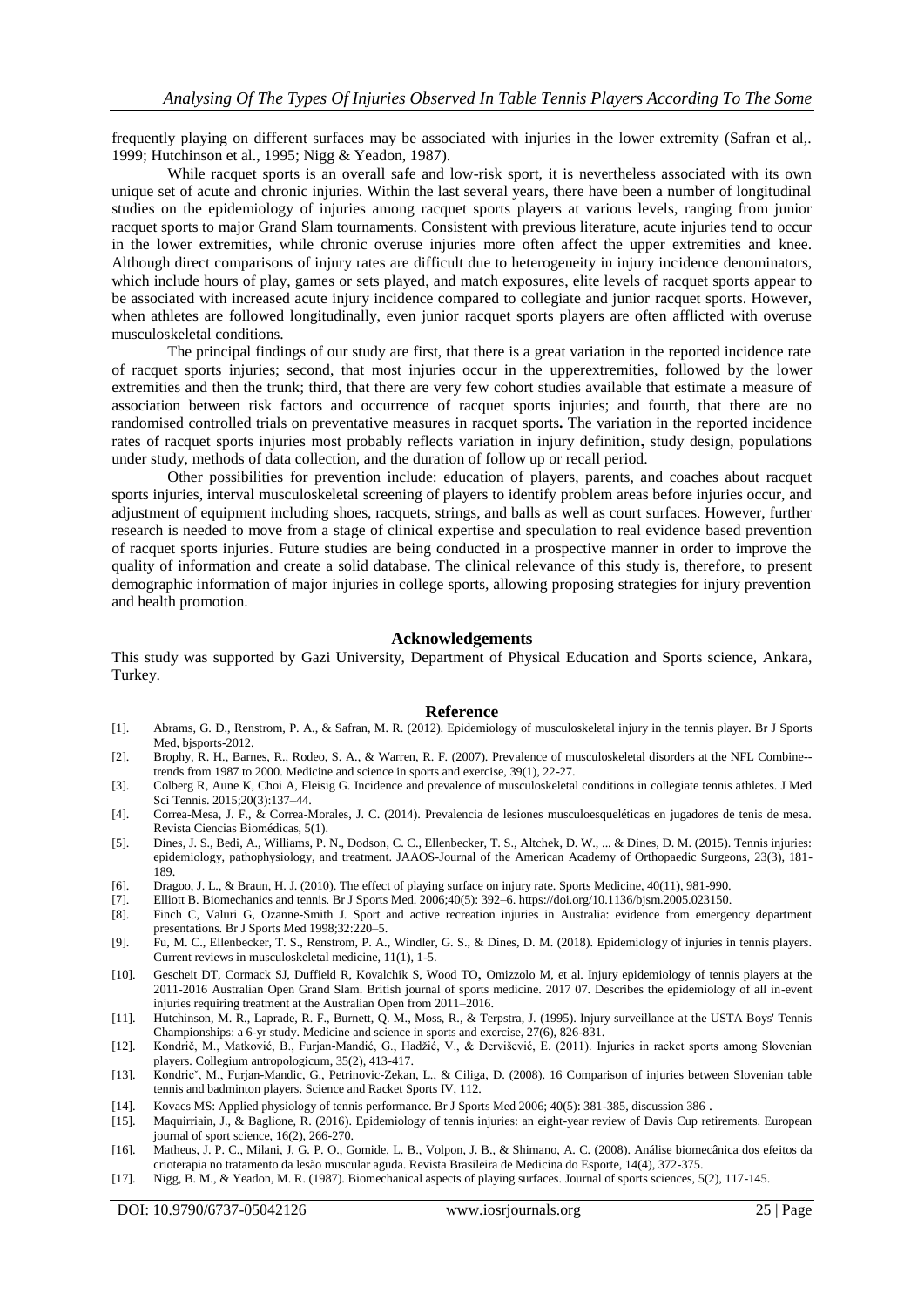frequently playing on different surfaces may be associated with injuries in the lower extremity (Safran et al,. 1999; Hutchinson et al., 1995; Nigg & Yeadon, 1987).

While racquet sports is an overall safe and low-risk sport, it is nevertheless associated with its own unique set of acute and chronic injuries. Within the last several years, there have been a number of longitudinal studies on the epidemiology of injuries among racquet sports players at various levels, ranging from junior racquet sports to major Grand Slam tournaments. Consistent with previous literature, acute injuries tend to occur in the lower extremities, while chronic overuse injuries more often affect the upper extremities and knee. Although direct comparisons of injury rates are difficult due to heterogeneity in injury incidence denominators, which include hours of play, games or sets played, and match exposures, elite levels of racquet sports appear to be associated with increased acute injury incidence compared to collegiate and junior racquet sports. However, when athletes are followed longitudinally, even junior racquet sports players are often afflicted with overuse musculoskeletal conditions.

The principal findings of our study are first, that there is a great variation in the reported incidence rate of racquet sports injuries; second, that most injuries occur in the upperextremities, followed by the lower extremities and then the trunk; third, that there are very few cohort studies available that estimate a measure of association between risk factors and occurrence of racquet sports injuries; and fourth, that there are no randomised controlled trials on preventative measures in racquet sports**.** The variation in the reported incidence rates of racquet sports injuries most probably reflects variation in injury definition**,** study design, populations under study, methods of data collection, and the duration of follow up or recall period.

Other possibilities for prevention include: education of players, parents, and coaches about racquet sports injuries, interval musculoskeletal screening of players to identify problem areas before injuries occur, and adjustment of equipment including shoes, racquets, strings, and balls as well as court surfaces. However, further research is needed to move from a stage of clinical expertise and speculation to real evidence based prevention of racquet sports injuries. Future studies are being conducted in a prospective manner in order to improve the quality of information and create a solid database. The clinical relevance of this study is, therefore, to present demographic information of major injuries in college sports, allowing proposing strategies for injury prevention and health promotion.

## Acknowledgements

This study was supported by Gazi University, Department of Physical Education and Sports science, Ankara, Turkey.

## Reference

[1]. Abrams, G. D., Renstrom, P. A., & Safran, M. R. (2012). Epidemiology of musculoskeletal injury in the tennis player. Br J Sports Med, bjsports-2012.

[2]. Brophy, R. H., Barnes, R., Rodeo, S. A., & Warren, R. F. (2007). Prevalence of musculoskeletal disorders at the NFL Combine--trends from 1987 to 2000. Medicine and science in sports and exercise, 39(1), 22-27.

[3]. Colberg R, Aune K, Choi A, Fleisig G. Incidence and prevalence of musculoskeletal conditions in collegiate tennis athletes. J Med Sci Tennis. 2015;20(3):137–44.

[4]. Correa-Mesa, J. F., & Correa-Morales, J. C. (2014). Prevalencia de lesiones musculoesqueléticas en jugadores de tenis de mesa. Revista Ciencias Biomédicas, 5(1).

[5]. Dines, J. S., Bedi, A., Williams, P. N., Dodson, C. C., Ellenbecker, T. S., Altchek, D. W., ... & Dines, D. M. (2015). Tennis injuries: epidemiology, pathophysiology, and treatment. JAAOS-Journal of the American Academy of Orthopaedic Surgeons, 23(3), 181-189.

[6]. Dragoo, J. L., & Braun, H. J. (2010). The effect of playing surface on injury rate. Sports Medicine, 40(11), 981-990.

[7]. Elliott B. Biomechanics and tennis. Br J Sports Med. 2006;40(5): 392–6. https://doi.org/10.1136/bjsm.2005.023150.

[8]. Finch C, Valuri G, Ozanne-Smith J. Sport and active recreation injuries in Australia: evidence from emergency department presentations. Br J Sports Med 1998;32:220–5.

[9]. Fu, M. C., Ellenbecker, T. S., Renstrom, P. A., Windler, G. S., & Dines, D. M. (2018). Epidemiology of injuries in tennis players. Current reviews in musculoskeletal medicine, 11(1), 1-5.

[10]. Gescheit DT, Cormack SJ, Duffield R, Kovalchik S, Wood TO, Omizzolo M, et al. Injury epidemiology of tennis players at the 2011-2016 Australian Open Grand Slam. British journal of sports medicine. 2017 07. Describes the epidemiology of all in-event injuries requiring treatment at the Australian Open from 2011–2016.

[11]. Hutchinson, M. R., Laprade, R. F., Burnett, Q. M., Moss, R., & Terpstra, J. (1995). Injury surveillance at the USTA Boys' Tennis Championships: a 6-yr study. Medicine and science in sports and exercise, 27(6), 826-831.

[12]. Kondrič, M., Matković, B., Furjan-Mandić, G., Hadžić, V., & Dervišević, E. (2011). Injuries in racket sports among Slovenian players. Collegium antropologicum, 35(2), 413-417.

[13]. Kondricˇ, M., Furjan-Mandic, G., Petrinovic-Zekan, L., & Ciliga, D. (2008). 16 Comparison of injuries between Slovenian table tennis and badminton players. Science and Racket Sports IV, 112.

[14]. Kovacs MS: Applied physiology of tennis performance. Br J Sports Med 2006; 40(5): 381-385, discussion 386 .

[15]. Maquirriain, J., & Baglione, R. (2016). Epidemiology of tennis injuries: an eight-year review of Davis Cup retirements. European journal of sport science, 16(2), 266-270.

[16]. Matheus, J. P. C., Milani, J. G. P. O., Gomide, L. B., Volpon, J. B., & Shimano, A. C. (2008). Análise biomecânica dos efeitos da crioterapia no tratamento da lesão muscular aguda. Revista Brasileira de Medicina do Esporte, 14(4), 372-375.

[17]. Nigg, B. M., & Yeadon, M. R. (1987). Biomechanical aspects of playing surfaces. Journal of sports sciences, 5(2), 117-145.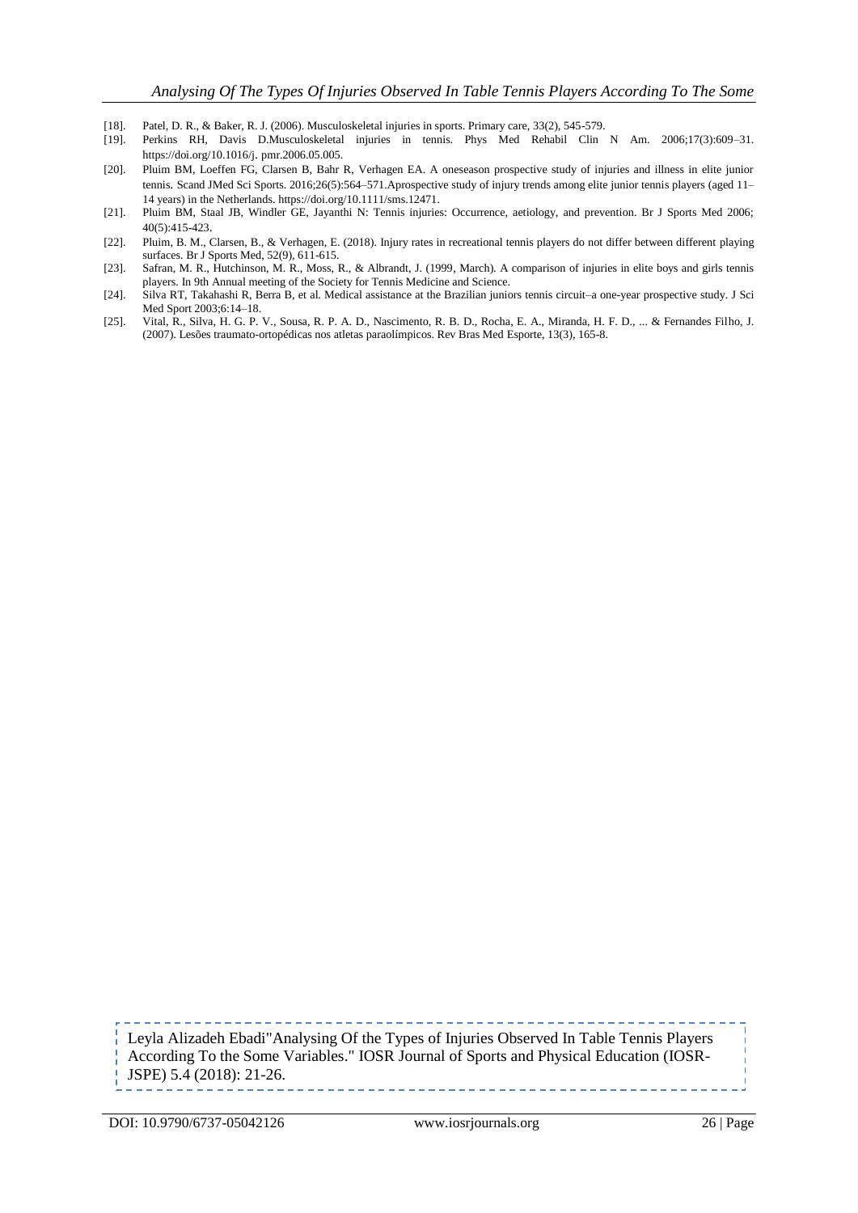[18]. Patel, D. R., & Baker, R. J. (2006). Musculoskeletal injuries in sports. Primary care, 33(2), 545-579.

[19]. Perkins RH, Davis D.Musculoskeletal injuries in tennis. Phys Med Rehabil Clin N Am. 2006;17(3):609–31. https://doi.org/10.1016/j. pmr.2006.05.005.

[20]. Pluim BM, Loeffen FG, Clarsen B, Bahr R, Verhagen EA. A oneseason prospective study of injuries and illness in elite junior tennis. Scand JMed Sci Sports. 2016;26(5):564–571.Aprospective study of injury trends among elite junior tennis players (aged 11–14 years) in the Netherlands. https://doi.org/10.1111/sms.12471.

[21]. Pluim BM, Staal JB, Windler GE, Jayanthi N: Tennis injuries: Occurrence, aetiology, and prevention. Br J Sports Med 2006; 40(5):415-423.

[22]. Pluim, B. M., Clarsen, B., & Verhagen, E. (2018). Injury rates in recreational tennis players do not differ between different playing surfaces. Br J Sports Med, 52(9), 611-615.

[23]. Safran, M. R., Hutchinson, M. R., Moss, R., & Albrandt, J. (1999, March). A comparison of injuries in elite boys and girls tennis players. In 9th Annual meeting of the Society for Tennis Medicine and Science.

[24]. Silva RT, Takahashi R, Berra B, et al. Medical assistance at the Brazilian juniors tennis circuit–a one-year prospective study. J Sci Med Sport 2003;6:14–18.

[25]. Vital, R., Silva, H. G. P. V., Sousa, R. P. A. D., Nascimento, R. B. D., Rocha, E. A., Miranda, H. F. D., ... & Fernandes Filho, J. (2007). Lesões traumato-ortopédicas nos atletas paraolímpicos. Rev Bras Med Esporte, 13(3), 165-8.

Leyla Alizadeh Ebadi"Analysing Of the Types of Injuries Observed In Table Tennis Players According To the Some Variables." IOSR Journal of Sports and Physical Education (IOSR-JSPE) 5.4 (2018): 21-26.